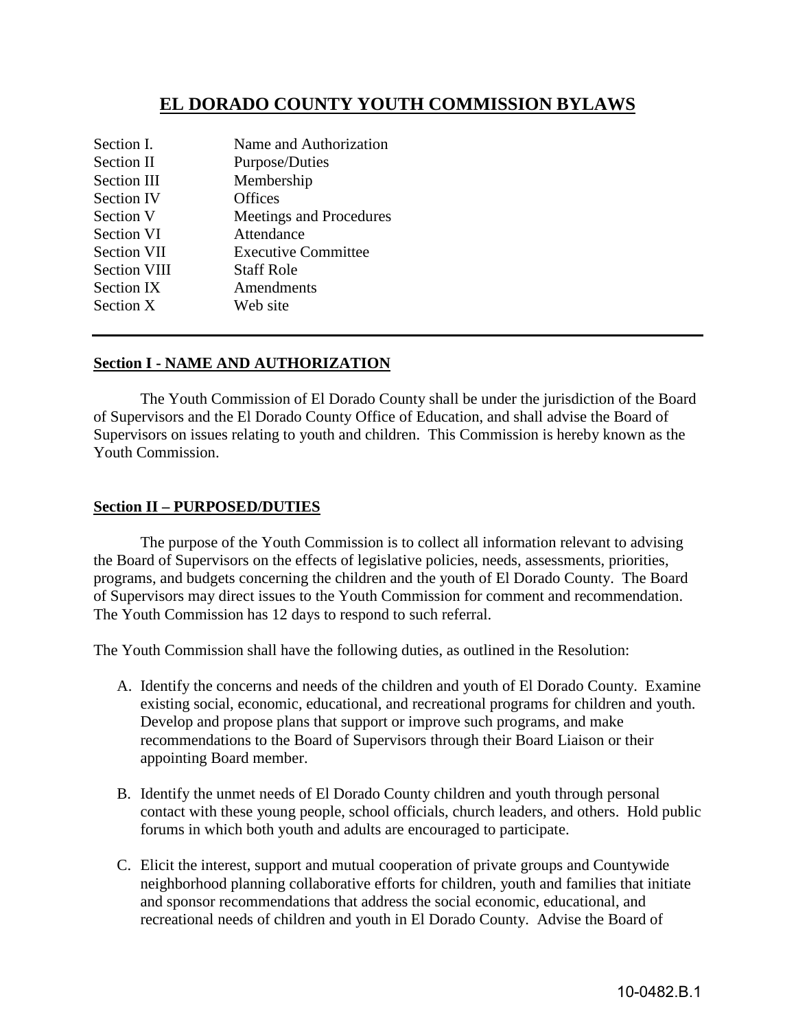# EL DORADO COUNTY YOUTH COMMISSION BYLAWS

| | |
|---|---|
| Section I. | Name and Authorization |
| Section II | Purpose/Duties |
| Section III | Membership |
| Section IV | Offices |
| Section V | Meetings and Procedures |
| Section VI | Attendance |
| Section VII | Executive Committee |
| Section VIII | Staff Role |
| Section IX | Amendments |
| Section X | Web site |

---

## Section I - NAME AND AUTHORIZATION

The Youth Commission of El Dorado County shall be under the jurisdiction of the Board of Supervisors and the El Dorado County Office of Education, and shall advise the Board of Supervisors on issues relating to youth and children. This Commission is hereby known as the Youth Commission.

## Section II – PURPOSED/DUTIES

The purpose of the Youth Commission is to collect all information relevant to advising the Board of Supervisors on the effects of legislative policies, needs, assessments, priorities, programs, and budgets concerning the children and the youth of El Dorado County. The Board of Supervisors may direct issues to the Youth Commission for comment and recommendation. The Youth Commission has 12 days to respond to such referral.

The Youth Commission shall have the following duties, as outlined in the Resolution:

A. Identify the concerns and needs of the children and youth of El Dorado County. Examine existing social, economic, educational, and recreational programs for children and youth. Develop and propose plans that support or improve such programs, and make recommendations to the Board of Supervisors through their Board Liaison or their appointing Board member.

B. Identify the unmet needs of El Dorado County children and youth through personal contact with these young people, school officials, church leaders, and others. Hold public forums in which both youth and adults are encouraged to participate.

C. Elicit the interest, support and mutual cooperation of private groups and Countywide neighborhood planning collaborative efforts for children, youth and families that initiate and sponsor recommendations that address the social economic, educational, and recreational needs of children and youth in El Dorado County. Advise the Board of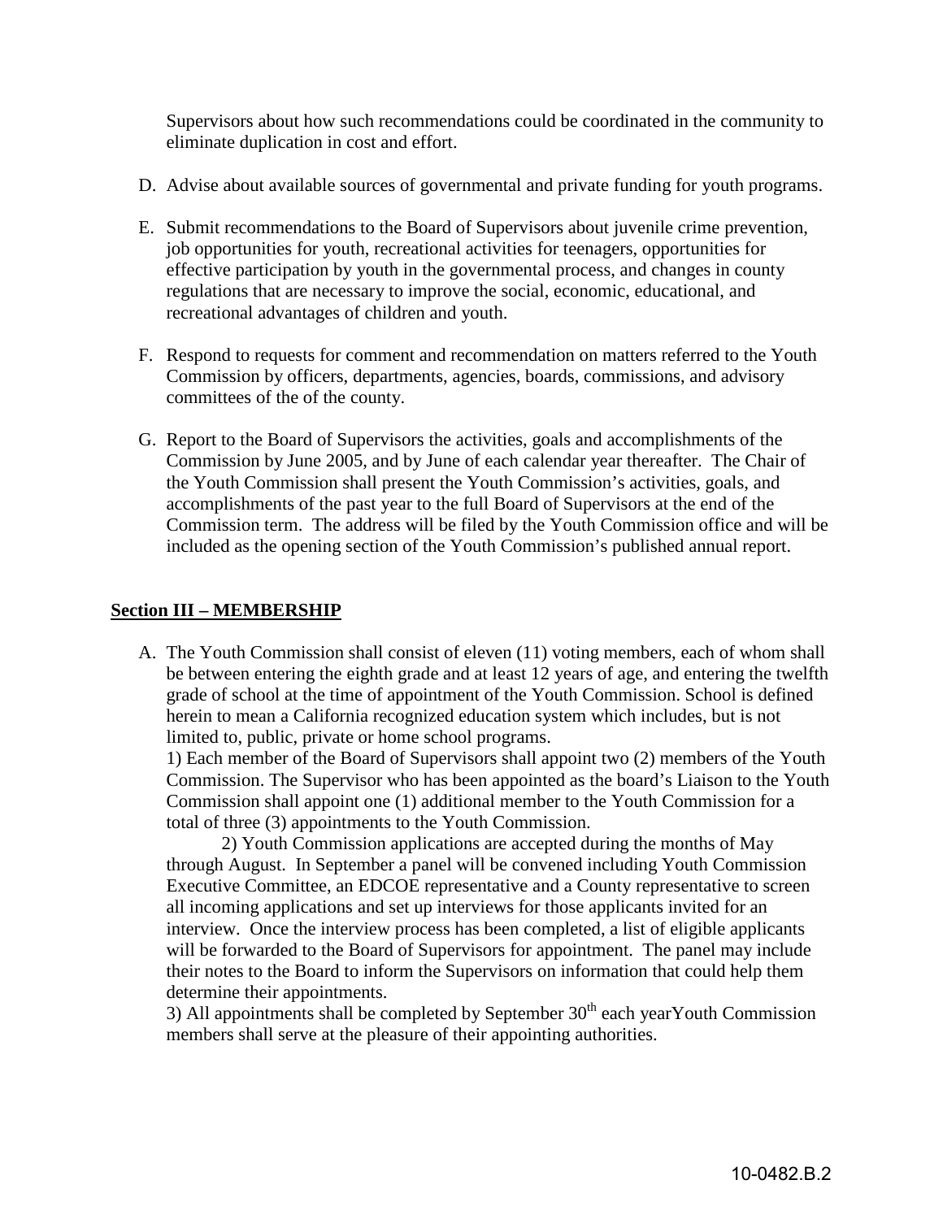Supervisors about how such recommendations could be coordinated in the community to eliminate duplication in cost and effort.

D. Advise about available sources of governmental and private funding for youth programs.

E. Submit recommendations to the Board of Supervisors about juvenile crime prevention, job opportunities for youth, recreational activities for teenagers, opportunities for effective participation by youth in the governmental process, and changes in county regulations that are necessary to improve the social, economic, educational, and recreational advantages of children and youth.

F. Respond to requests for comment and recommendation on matters referred to the Youth Commission by officers, departments, agencies, boards, commissions, and advisory committees of the of the county.

G. Report to the Board of Supervisors the activities, goals and accomplishments of the Commission by June 2005, and by June of each calendar year thereafter. The Chair of the Youth Commission shall present the Youth Commission's activities, goals, and accomplishments of the past year to the full Board of Supervisors at the end of the Commission term. The address will be filed by the Youth Commission office and will be included as the opening section of the Youth Commission's published annual report.

## Section III – MEMBERSHIP

A. The Youth Commission shall consist of eleven (11) voting members, each of whom shall be between entering the eighth grade and at least 12 years of age, and entering the twelfth grade of school at the time of appointment of the Youth Commission. School is defined herein to mean a California recognized education system which includes, but is not limited to, public, private or home school programs.

1) Each member of the Board of Supervisors shall appoint two (2) members of the Youth Commission. The Supervisor who has been appointed as the board's Liaison to the Youth Commission shall appoint one (1) additional member to the Youth Commission for a total of three (3) appointments to the Youth Commission.

2) Youth Commission applications are accepted during the months of May through August. In September a panel will be convened including Youth Commission Executive Committee, an EDCOE representative and a County representative to screen all incoming applications and set up interviews for those applicants invited for an interview. Once the interview process has been completed, a list of eligible applicants will be forwarded to the Board of Supervisors for appointment. The panel may include their notes to the Board to inform the Supervisors on information that could help them determine their appointments.

3) All appointments shall be completed by September 30th each yearYouth Commission members shall serve at the pleasure of their appointing authorities.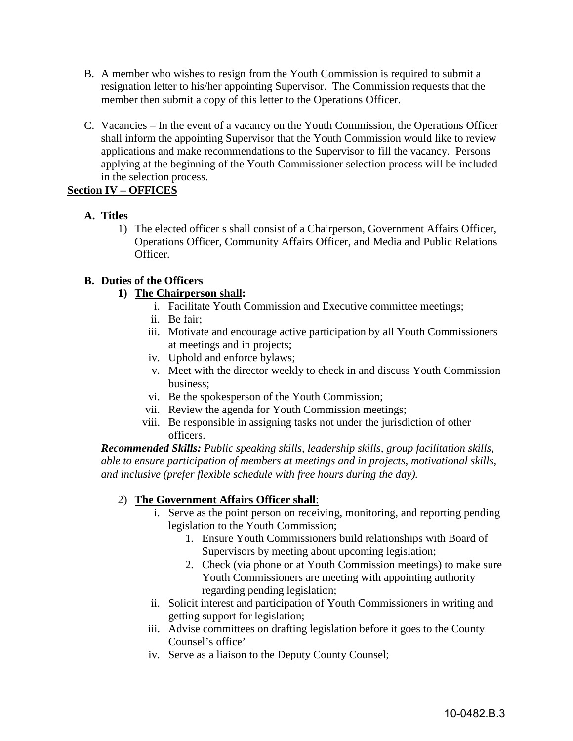B. A member who wishes to resign from the Youth Commission is required to submit a resignation letter to his/her appointing Supervisor. The Commission requests that the member then submit a copy of this letter to the Operations Officer.

C. Vacancies – In the event of a vacancy on the Youth Commission, the Operations Officer shall inform the appointing Supervisor that the Youth Commission would like to review applications and make recommendations to the Supervisor to fill the vacancy. Persons applying at the beginning of the Youth Commissioner selection process will be included in the selection process.

## Section IV – OFFICES

**A. Titles**

1) The elected officer s shall consist of a Chairperson, Government Affairs Officer, Operations Officer, Community Affairs Officer, and Media and Public Relations Officer.

**B. Duties of the Officers**

**1) The Chairperson shall:**

i. Facilitate Youth Commission and Executive committee meetings;
ii. Be fair;
iii. Motivate and encourage active participation by all Youth Commissioners at meetings and in projects;
iv. Uphold and enforce bylaws;
v. Meet with the director weekly to check in and discuss Youth Commission business;
vi. Be the spokesperson of the Youth Commission;
vii. Review the agenda for Youth Commission meetings;
viii. Be responsible in assigning tasks not under the jurisdiction of other officers.

***Recommended Skills:*** *Public speaking skills, leadership skills, group facilitation skills, able to ensure participation of members at meetings and in projects, motivational skills, and inclusive (prefer flexible schedule with free hours during the day).*

2) **The Government Affairs Officer shall**:

i. Serve as the point person on receiving, monitoring, and reporting pending legislation to the Youth Commission;
   1. Ensure Youth Commissioners build relationships with Board of Supervisors by meeting about upcoming legislation;
   2. Check (via phone or at Youth Commission meetings) to make sure Youth Commissioners are meeting with appointing authority regarding pending legislation;
ii. Solicit interest and participation of Youth Commissioners in writing and getting support for legislation;
iii. Advise committees on drafting legislation before it goes to the County Counsel's office'
iv. Serve as a liaison to the Deputy County Counsel;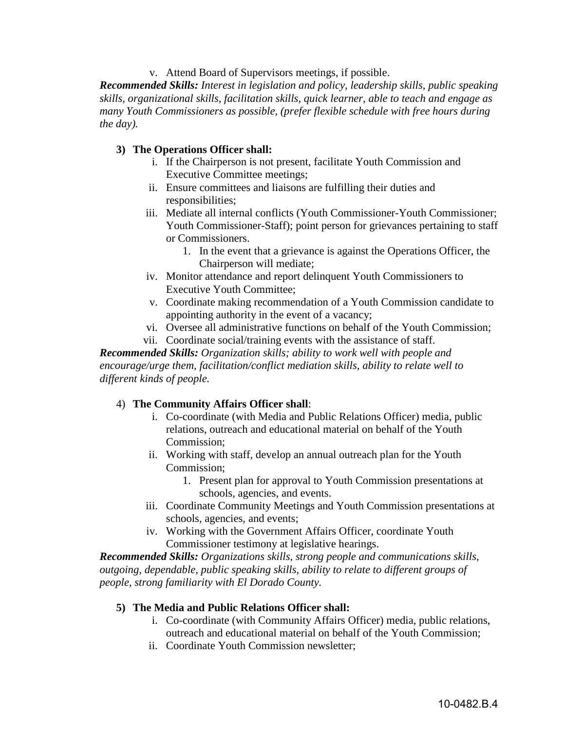v. Attend Board of Supervisors meetings, if possible.

***Recommended Skills:*** *Interest in legislation and policy, leadership skills, public speaking skills, organizational skills, facilitation skills, quick learner, able to teach and engage as many Youth Commissioners as possible, (prefer flexible schedule with free hours during the day).*

**3) The Operations Officer shall:**

i. If the Chairperson is not present, facilitate Youth Commission and Executive Committee meetings;
ii. Ensure committees and liaisons are fulfilling their duties and responsibilities;
iii. Mediate all internal conflicts (Youth Commissioner-Youth Commissioner; Youth Commissioner-Staff); point person for grievances pertaining to staff or Commissioners.
    1. In the event that a grievance is against the Operations Officer, the Chairperson will mediate;
iv. Monitor attendance and report delinquent Youth Commissioners to Executive Youth Committee;
v. Coordinate making recommendation of a Youth Commission candidate to appointing authority in the event of a vacancy;
vi. Oversee all administrative functions on behalf of the Youth Commission;
vii. Coordinate social/training events with the assistance of staff.

***Recommended Skills:*** *Organization skills; ability to work well with people and encourage/urge them, facilitation/conflict mediation skills, ability to relate well to different kinds of people.*

4) **The Community Affairs Officer shall**:

i. Co-coordinate (with Media and Public Relations Officer) media, public relations, outreach and educational material on behalf of the Youth Commission;
ii. Working with staff, develop an annual outreach plan for the Youth Commission;
    1. Present plan for approval to Youth Commission presentations at schools, agencies, and events.
iii. Coordinate Community Meetings and Youth Commission presentations at schools, agencies, and events;
iv. Working with the Government Affairs Officer, coordinate Youth Commissioner testimony at legislative hearings.

***Recommended Skills:*** *Organizations skills, strong people and communications skills, outgoing, dependable, public speaking skills, ability to relate to different groups of people, strong familiarity with El Dorado County.*

**5) The Media and Public Relations Officer shall:**

i. Co-coordinate (with Community Affairs Officer) media, public relations, outreach and educational material on behalf of the Youth Commission;
ii. Coordinate Youth Commission newsletter;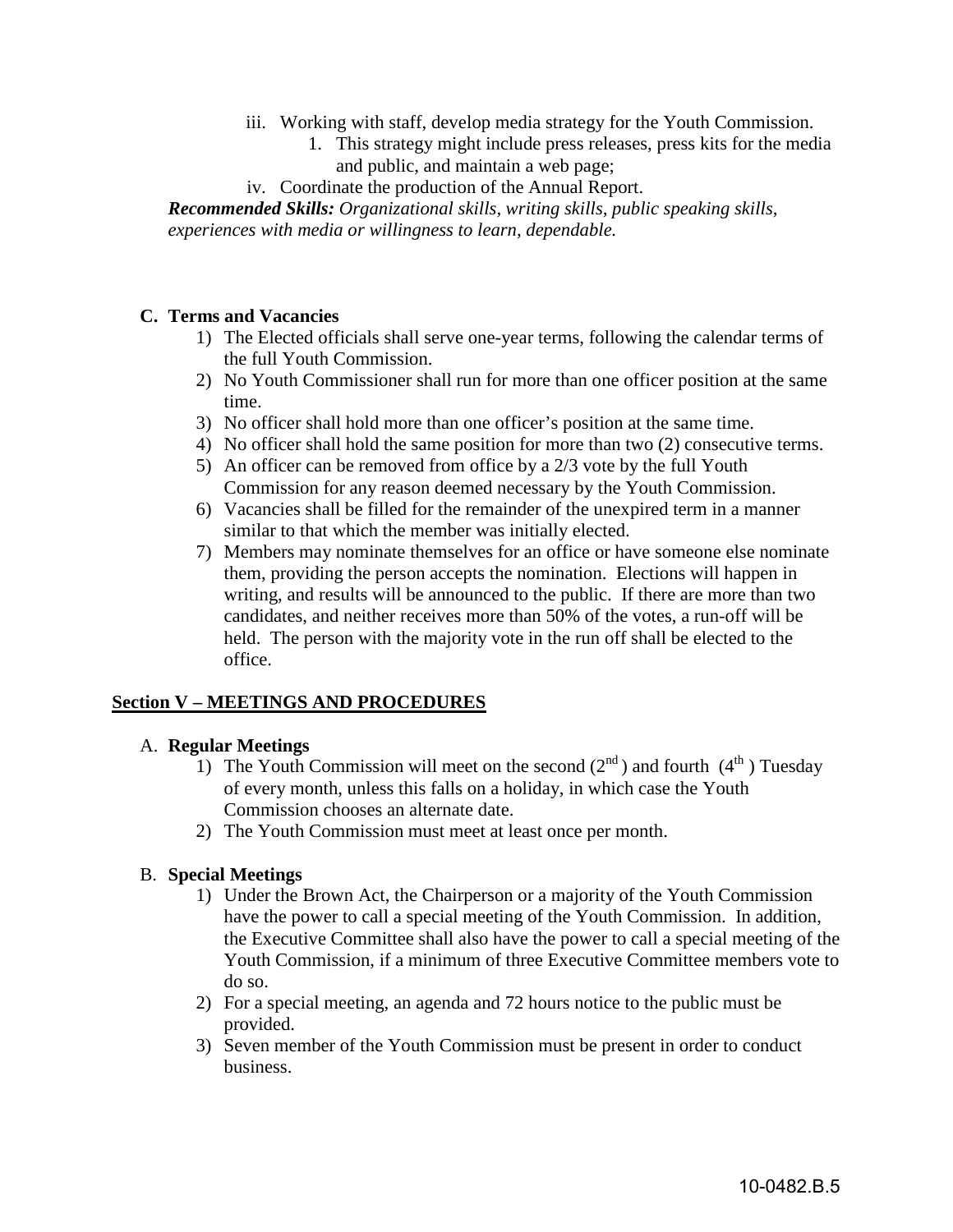iii. Working with staff, develop media strategy for the Youth Commission.
    1. This strategy might include press releases, press kits for the media and public, and maintain a web page;

iv. Coordinate the production of the Annual Report.

***Recommended Skills:*** *Organizational skills, writing skills, public speaking skills, experiences with media or willingness to learn, dependable.*

### C. Terms and Vacancies

1) The Elected officials shall serve one-year terms, following the calendar terms of the full Youth Commission.
2) No Youth Commissioner shall run for more than one officer position at the same time.
3) No officer shall hold more than one officer's position at the same time.
4) No officer shall hold the same position for more than two (2) consecutive terms.
5) An officer can be removed from office by a 2/3 vote by the full Youth Commission for any reason deemed necessary by the Youth Commission.
6) Vacancies shall be filled for the remainder of the unexpired term in a manner similar to that which the member was initially elected.
7) Members may nominate themselves for an office or have someone else nominate them, providing the person accepts the nomination. Elections will happen in writing, and results will be announced to the public. If there are more than two candidates, and neither receives more than 50% of the votes, a run-off will be held. The person with the majority vote in the run off shall be elected to the office.

## Section V – MEETINGS AND PROCEDURES

### A. Regular Meetings

1) The Youth Commission will meet on the second (2nd) and fourth (4th) Tuesday of every month, unless this falls on a holiday, in which case the Youth Commission chooses an alternate date.
2) The Youth Commission must meet at least once per month.

### B. Special Meetings

1) Under the Brown Act, the Chairperson or a majority of the Youth Commission have the power to call a special meeting of the Youth Commission. In addition, the Executive Committee shall also have the power to call a special meeting of the Youth Commission, if a minimum of three Executive Committee members vote to do so.
2) For a special meeting, an agenda and 72 hours notice to the public must be provided.
3) Seven member of the Youth Commission must be present in order to conduct business.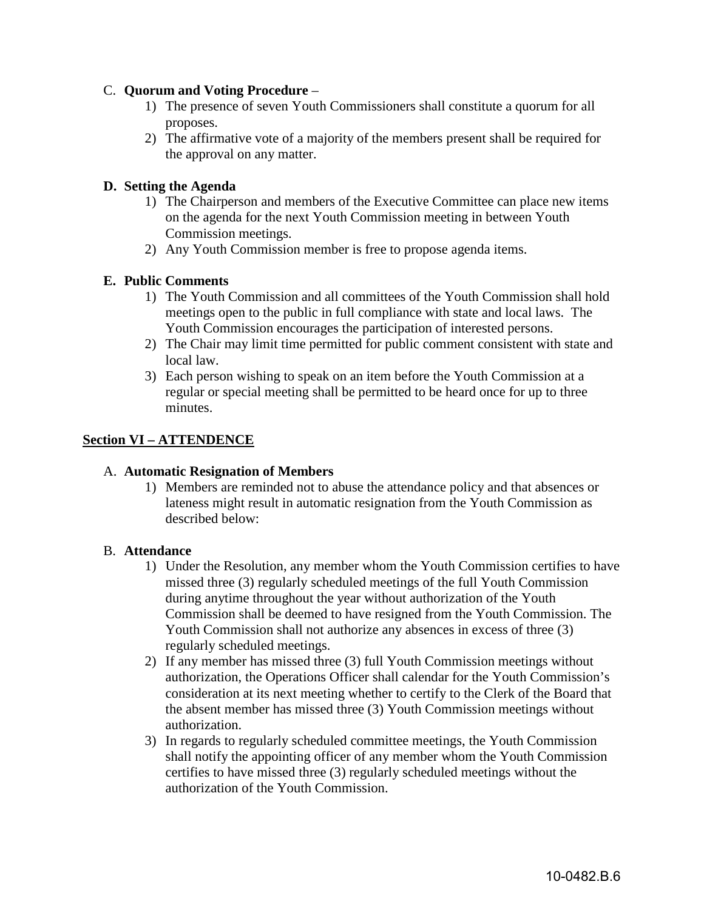C. **Quorum and Voting Procedure** –

1) The presence of seven Youth Commissioners shall constitute a quorum for all proposes.
2) The affirmative vote of a majority of the members present shall be required for the approval on any matter.

**D. Setting the Agenda**

1) The Chairperson and members of the Executive Committee can place new items on the agenda for the next Youth Commission meeting in between Youth Commission meetings.
2) Any Youth Commission member is free to propose agenda items.

**E. Public Comments**

1) The Youth Commission and all committees of the Youth Commission shall hold meetings open to the public in full compliance with state and local laws. The Youth Commission encourages the participation of interested persons.
2) The Chair may limit time permitted for public comment consistent with state and local law.
3) Each person wishing to speak on an item before the Youth Commission at a regular or special meeting shall be permitted to be heard once for up to three minutes.

## Section VI – ATTENDENCE

A. **Automatic Resignation of Members**

1) Members are reminded not to abuse the attendance policy and that absences or lateness might result in automatic resignation from the Youth Commission as described below:

B. **Attendance**

1) Under the Resolution, any member whom the Youth Commission certifies to have missed three (3) regularly scheduled meetings of the full Youth Commission during anytime throughout the year without authorization of the Youth Commission shall be deemed to have resigned from the Youth Commission. The Youth Commission shall not authorize any absences in excess of three (3) regularly scheduled meetings.
2) If any member has missed three (3) full Youth Commission meetings without authorization, the Operations Officer shall calendar for the Youth Commission's consideration at its next meeting whether to certify to the Clerk of the Board that the absent member has missed three (3) Youth Commission meetings without authorization.
3) In regards to regularly scheduled committee meetings, the Youth Commission shall notify the appointing officer of any member whom the Youth Commission certifies to have missed three (3) regularly scheduled meetings without the authorization of the Youth Commission.

10-0482.B.6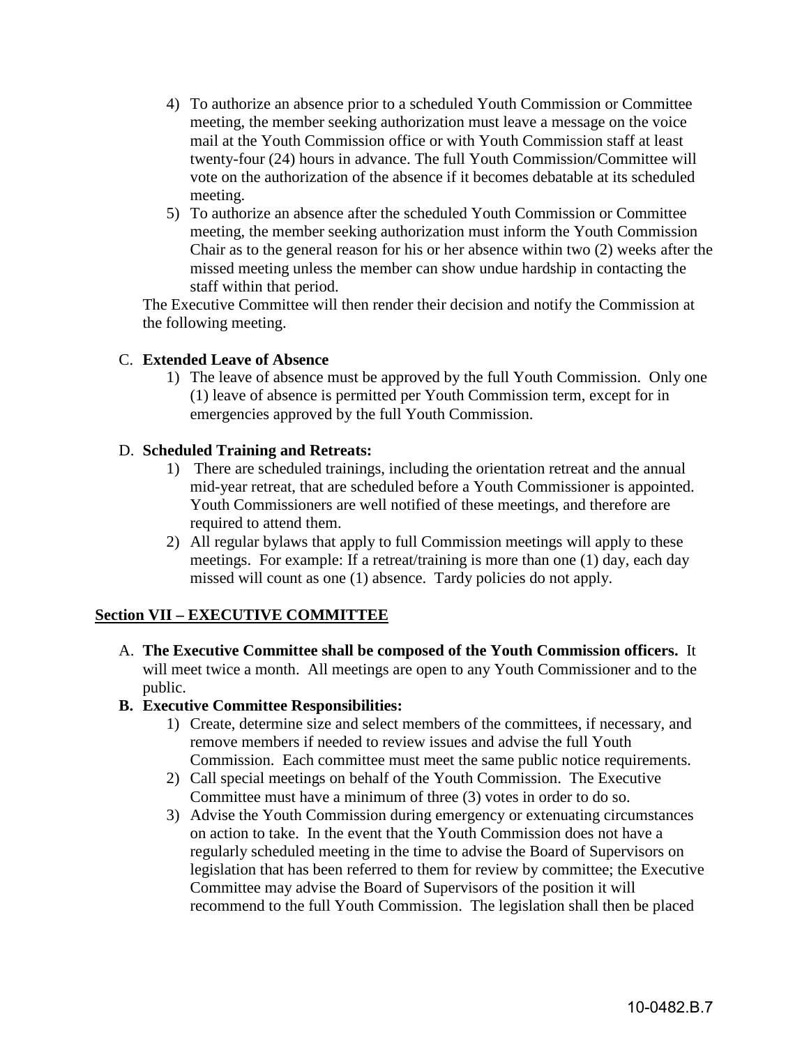4) To authorize an absence prior to a scheduled Youth Commission or Committee meeting, the member seeking authorization must leave a message on the voice mail at the Youth Commission office or with Youth Commission staff at least twenty-four (24) hours in advance. The full Youth Commission/Committee will vote on the authorization of the absence if it becomes debatable at its scheduled meeting.
5) To authorize an absence after the scheduled Youth Commission or Committee meeting, the member seeking authorization must inform the Youth Commission Chair as to the general reason for his or her absence within two (2) weeks after the missed meeting unless the member can show undue hardship in contacting the staff within that period.

The Executive Committee will then render their decision and notify the Commission at the following meeting.

C. **Extended Leave of Absence**

1) The leave of absence must be approved by the full Youth Commission. Only one (1) leave of absence is permitted per Youth Commission term, except for in emergencies approved by the full Youth Commission.

D. **Scheduled Training and Retreats:**

1) There are scheduled trainings, including the orientation retreat and the annual mid-year retreat, that are scheduled before a Youth Commissioner is appointed. Youth Commissioners are well notified of these meetings, and therefore are required to attend them.
2) All regular bylaws that apply to full Commission meetings will apply to these meetings. For example: If a retreat/training is more than one (1) day, each day missed will count as one (1) absence. Tardy policies do not apply.

## Section VII – EXECUTIVE COMMITTEE

A. **The Executive Committee shall be composed of the Youth Commission officers.** It will meet twice a month. All meetings are open to any Youth Commissioner and to the public.

**B. Executive Committee Responsibilities:**

1) Create, determine size and select members of the committees, if necessary, and remove members if needed to review issues and advise the full Youth Commission. Each committee must meet the same public notice requirements.
2) Call special meetings on behalf of the Youth Commission. The Executive Committee must have a minimum of three (3) votes in order to do so.
3) Advise the Youth Commission during emergency or extenuating circumstances on action to take. In the event that the Youth Commission does not have a regularly scheduled meeting in the time to advise the Board of Supervisors on legislation that has been referred to them for review by committee; the Executive Committee may advise the Board of Supervisors of the position it will recommend to the full Youth Commission. The legislation shall then be placed

10-0482.B.7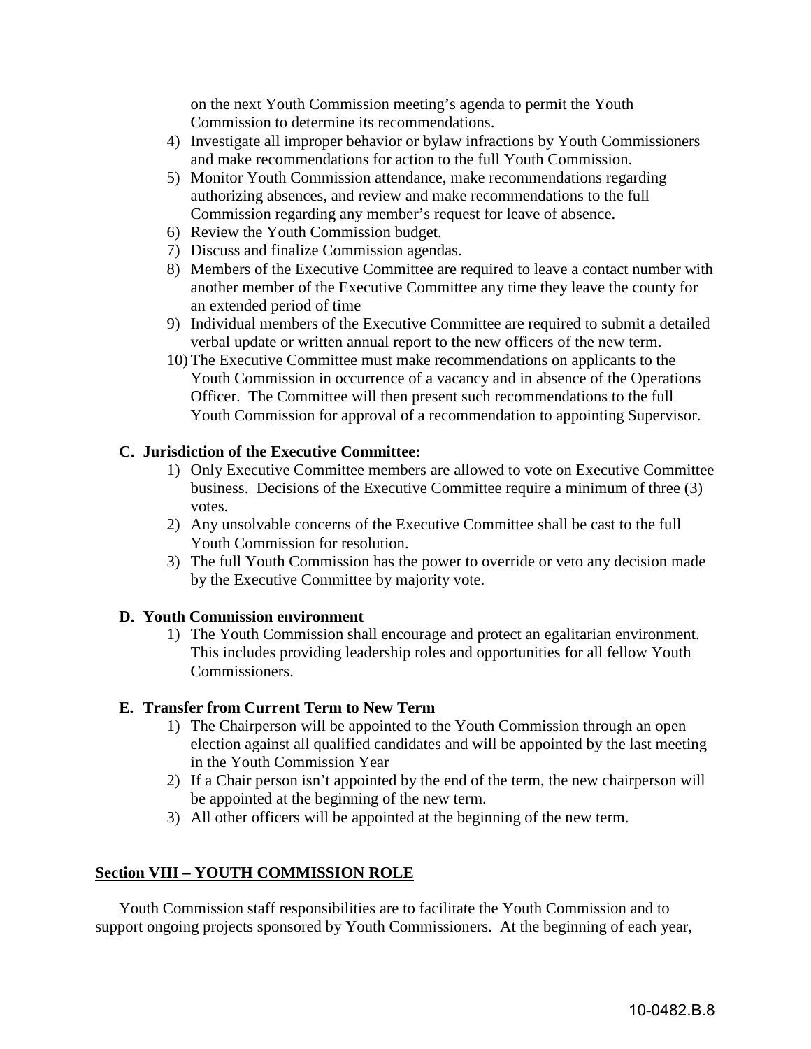on the next Youth Commission meeting's agenda to permit the Youth Commission to determine its recommendations.

4) Investigate all improper behavior or bylaw infractions by Youth Commissioners and make recommendations for action to the full Youth Commission.
5) Monitor Youth Commission attendance, make recommendations regarding authorizing absences, and review and make recommendations to the full Commission regarding any member's request for leave of absence.
6) Review the Youth Commission budget.
7) Discuss and finalize Commission agendas.
8) Members of the Executive Committee are required to leave a contact number with another member of the Executive Committee any time they leave the county for an extended period of time
9) Individual members of the Executive Committee are required to submit a detailed verbal update or written annual report to the new officers of the new term.
10) The Executive Committee must make recommendations on applicants to the Youth Commission in occurrence of a vacancy and in absence of the Operations Officer. The Committee will then present such recommendations to the full Youth Commission for approval of a recommendation to appointing Supervisor.

**C. Jurisdiction of the Executive Committee:**

1) Only Executive Committee members are allowed to vote on Executive Committee business. Decisions of the Executive Committee require a minimum of three (3) votes.
2) Any unsolvable concerns of the Executive Committee shall be cast to the full Youth Commission for resolution.
3) The full Youth Commission has the power to override or veto any decision made by the Executive Committee by majority vote.

**D. Youth Commission environment**

1) The Youth Commission shall encourage and protect an egalitarian environment. This includes providing leadership roles and opportunities for all fellow Youth Commissioners.

**E. Transfer from Current Term to New Term**

1) The Chairperson will be appointed to the Youth Commission through an open election against all qualified candidates and will be appointed by the last meeting in the Youth Commission Year
2) If a Chair person isn't appointed by the end of the term, the new chairperson will be appointed at the beginning of the new term.
3) All other officers will be appointed at the beginning of the new term.

## Section VIII – YOUTH COMMISSION ROLE

Youth Commission staff responsibilities are to facilitate the Youth Commission and to support ongoing projects sponsored by Youth Commissioners. At the beginning of each year,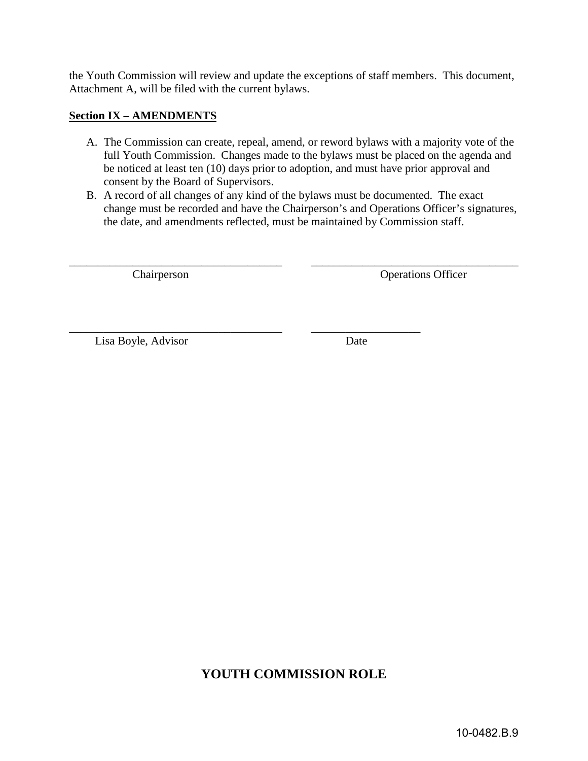the Youth Commission will review and update the exceptions of staff members. This document, Attachment A, will be filed with the current bylaws.

**Section IX – AMENDMENTS**

A. The Commission can create, repeal, amend, or reword bylaws with a majority vote of the full Youth Commission. Changes made to the bylaws must be placed on the agenda and be noticed at least ten (10) days prior to adoption, and must have prior approval and consent by the Board of Supervisors.
B. A record of all changes of any kind of the bylaws must be documented. The exact change must be recorded and have the Chairperson's and Operations Officer's signatures, the date, and amendments reflected, must be maintained by Commission staff.

_____________________________________ _____________________________________
Chairperson Operations Officer

_____________________________________ ___________________
Lisa Boyle, Advisor Date

## YOUTH COMMISSION ROLE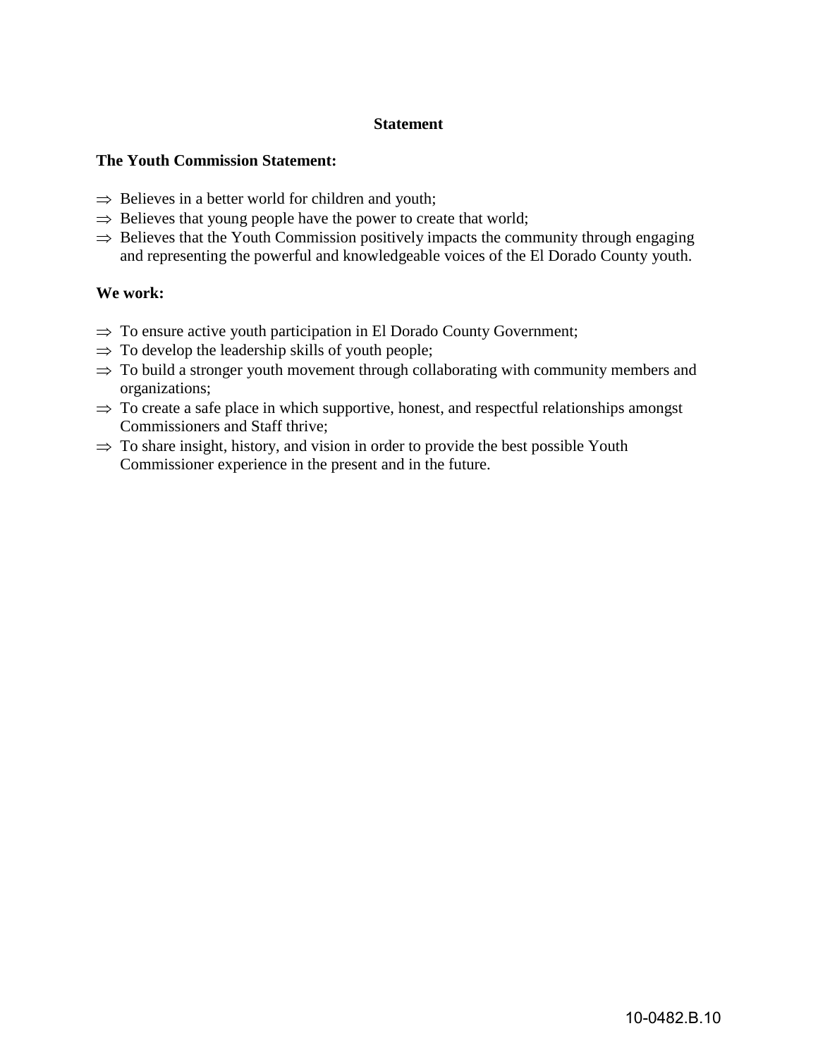## Statement

**The Youth Commission Statement:**

- ⇒ Believes in a better world for children and youth;
- ⇒ Believes that young people have the power to create that world;
- ⇒ Believes that the Youth Commission positively impacts the community through engaging and representing the powerful and knowledgeable voices of the El Dorado County youth.

**We work:**

- ⇒ To ensure active youth participation in El Dorado County Government;
- ⇒ To develop the leadership skills of youth people;
- ⇒ To build a stronger youth movement through collaborating with community members and organizations;
- ⇒ To create a safe place in which supportive, honest, and respectful relationships amongst Commissioners and Staff thrive;
- ⇒ To share insight, history, and vision in order to provide the best possible Youth Commissioner experience in the present and in the future.

10-0482.B.10